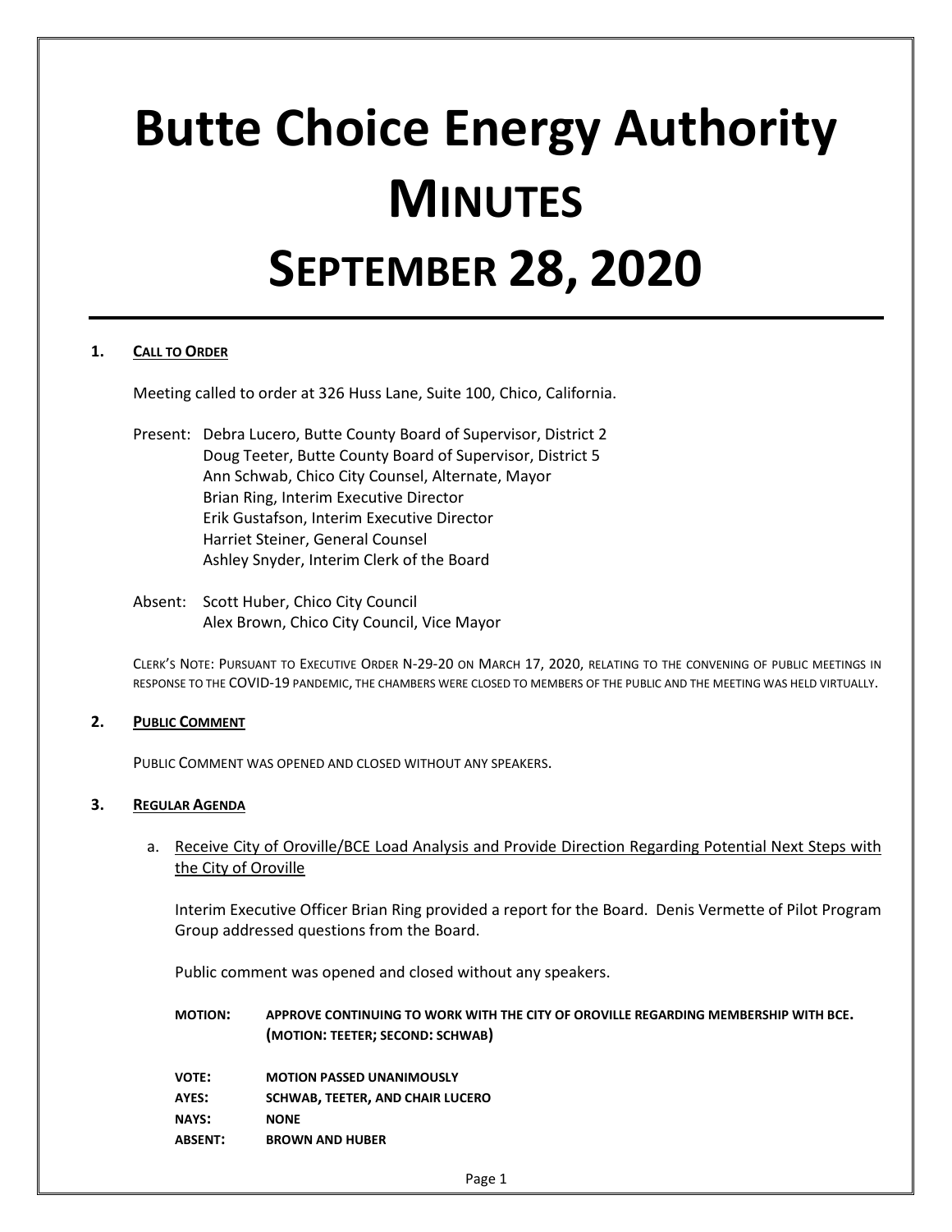# Butte Choice Energy Authority
# Minutes
# September 28, 2020

**1. CALL TO ORDER**

Meeting called to order at 326 Huss Lane, Suite 100, Chico, California.

Present: Debra Lucero, Butte County Board of Supervisor, District 2
Doug Teeter, Butte County Board of Supervisor, District 5
Ann Schwab, Chico City Counsel, Alternate, Mayor
Brian Ring, Interim Executive Director
Erik Gustafson, Interim Executive Director
Harriet Steiner, General Counsel
Ashley Snyder, Interim Clerk of the Board

Absent: Scott Huber, Chico City Council
Alex Brown, Chico City Council, Vice Mayor

CLERK'S NOTE: PURSUANT TO EXECUTIVE ORDER N-29-20 ON MARCH 17, 2020, RELATING TO THE CONVENING OF PUBLIC MEETINGS IN RESPONSE TO THE COVID-19 PANDEMIC, THE CHAMBERS WERE CLOSED TO MEMBERS OF THE PUBLIC AND THE MEETING WAS HELD VIRTUALLY.

**2. PUBLIC COMMENT**

PUBLIC COMMENT WAS OPENED AND CLOSED WITHOUT ANY SPEAKERS.

**3. REGULAR AGENDA**

a. Receive City of Oroville/BCE Load Analysis and Provide Direction Regarding Potential Next Steps with the City of Oroville

Interim Executive Officer Brian Ring provided a report for the Board. Denis Vermette of Pilot Program Group addressed questions from the Board.

Public comment was opened and closed without any speakers.

**MOTION:** **APPROVE CONTINUING TO WORK WITH THE CITY OF OROVILLE REGARDING MEMBERSHIP WITH BCE. (MOTION: TEETER; SECOND: SCHWAB)**

**VOTE:** **MOTION PASSED UNANIMOUSLY**
**AYES:** **SCHWAB, TEETER, AND CHAIR LUCERO**
**NAYS:** **NONE**
**ABSENT:** **BROWN AND HUBER**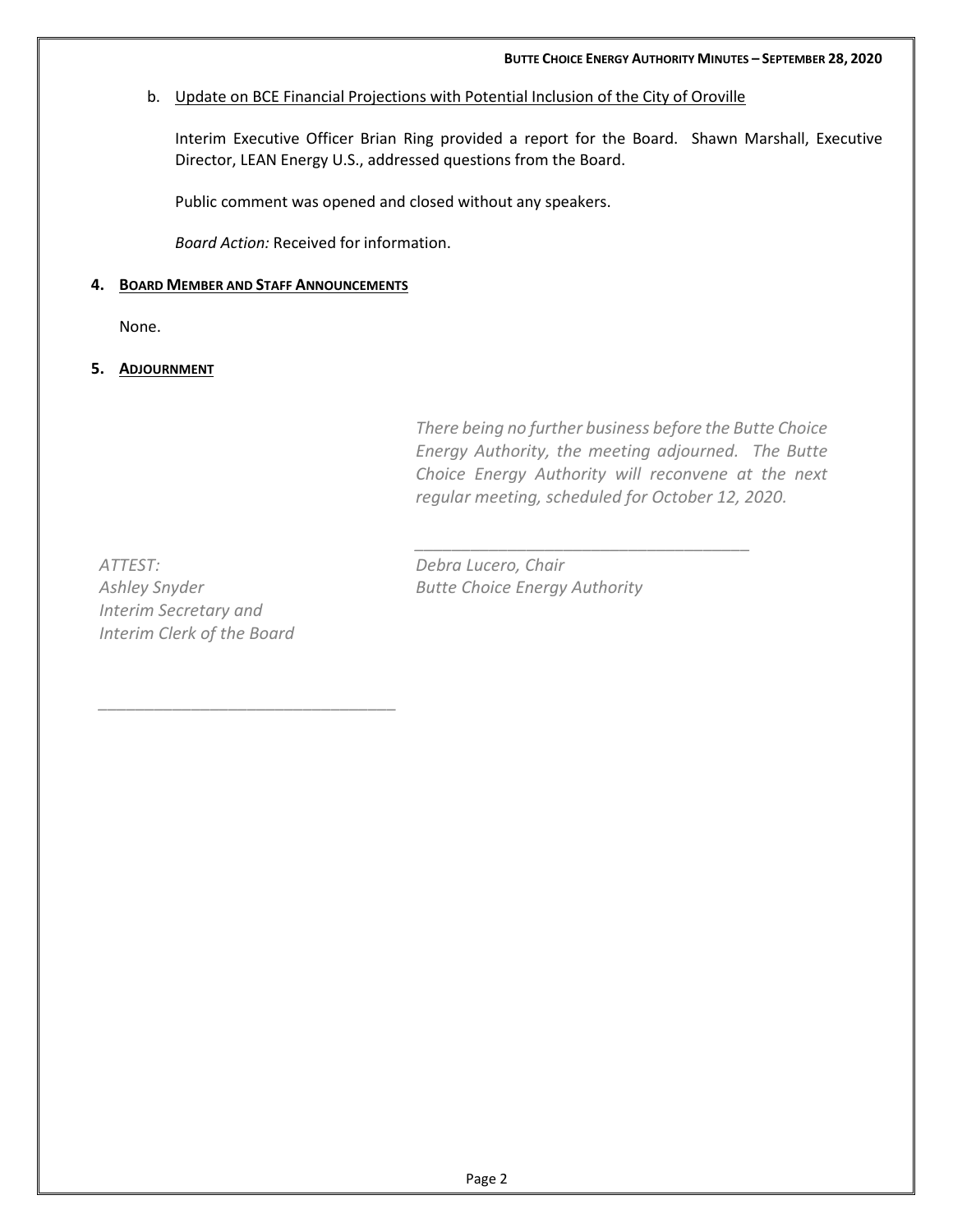b. Update on BCE Financial Projections with Potential Inclusion of the City of Oroville

Interim Executive Officer Brian Ring provided a report for the Board. Shawn Marshall, Executive Director, LEAN Energy U.S., addressed questions from the Board.

Public comment was opened and closed without any speakers.

*Board Action:* Received for information.

**4. BOARD MEMBER AND STAFF ANNOUNCEMENTS**

None.

**5. ADJOURNMENT**

*There being no further business before the Butte Choice Energy Authority, the meeting adjourned. The Butte Choice Energy Authority will reconvene at the next regular meeting, scheduled for October 12, 2020.*

_____________________________________

*Debra Lucero, Chair*
*Butte Choice Energy Authority*

*ATTEST:*
*Ashley Snyder*
*Interim Secretary and*
*Interim Clerk of the Board*

_________________________________